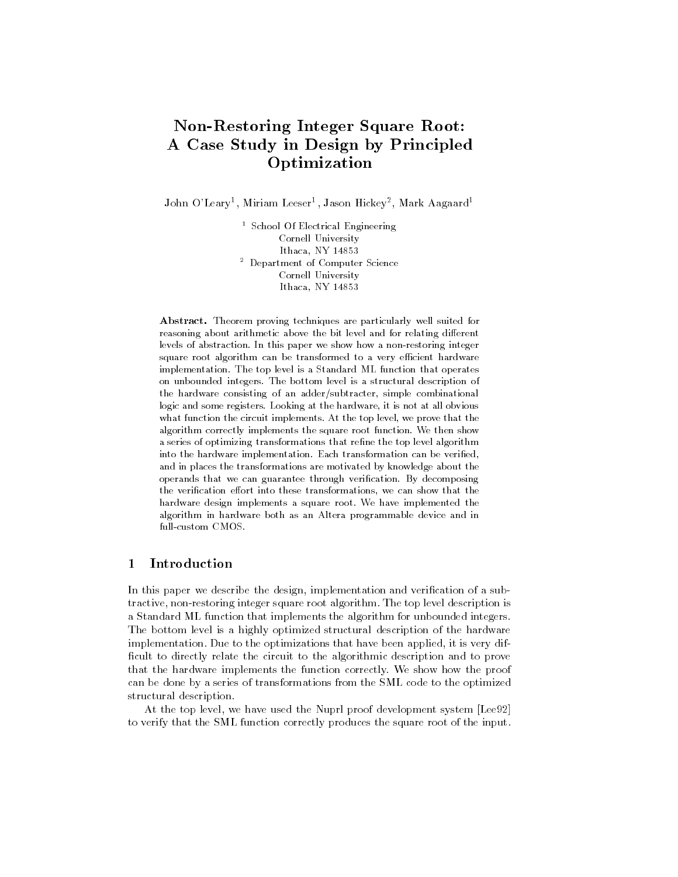# Non-Restoring Integer Square Root: A Case Study in Design by Principled Optimization

John O'Leary[1], Miriam Leeser[1], Jason Hickey[2], Mark Aagaard[1]

[1] School Of Electrical Engineering
Cornell University
Ithaca, NY 14853

[2] Department of Computer Science
Cornell University
Ithaca, NY 14853

**Abstract.** Theorem proving techniques are particularly well suited for reasoning about arithmetic above the bit level and for relating different levels of abstraction. In this paper we show how a non-restoring integer square root algorithm can be transformed to a very efficient hardware implementation. The top level is a Standard ML function that operates on unbounded integers. The bottom level is a structural description of the hardware consisting of an adder/subtracter, simple combinational logic and some registers. Looking at the hardware, it is not at all obvious what function the circuit implements. At the top level, we prove that the algorithm correctly implements the square root function. We then show a series of optimizing transformations that refine the top level algorithm into the hardware implementation. Each transformation can be verified, and in places the transformations are motivated by knowledge about the operands that we can guarantee through verification. By decomposing the verification effort into these transformations, we can show that the hardware design implements a square root. We have implemented the algorithm in hardware both as an Altera programmable device and in full-custom CMOS.

## 1 Introduction

In this paper we describe the design, implementation and verification of a subtractive, non-restoring integer square root algorithm. The top level description is a Standard ML function that implements the algorithm for unbounded integers. The bottom level is a highly optimized structural description of the hardware implementation. Due to the optimizations that have been applied, it is very difficult to directly relate the circuit to the algorithmic description and to prove that the hardware implements the function correctly. We show how the proof can be done by a series of transformations from the SML code to the optimized structural description.

At the top level, we have used the Nuprl proof development system [Lee92] to verify that the SML function correctly produces the square root of the input.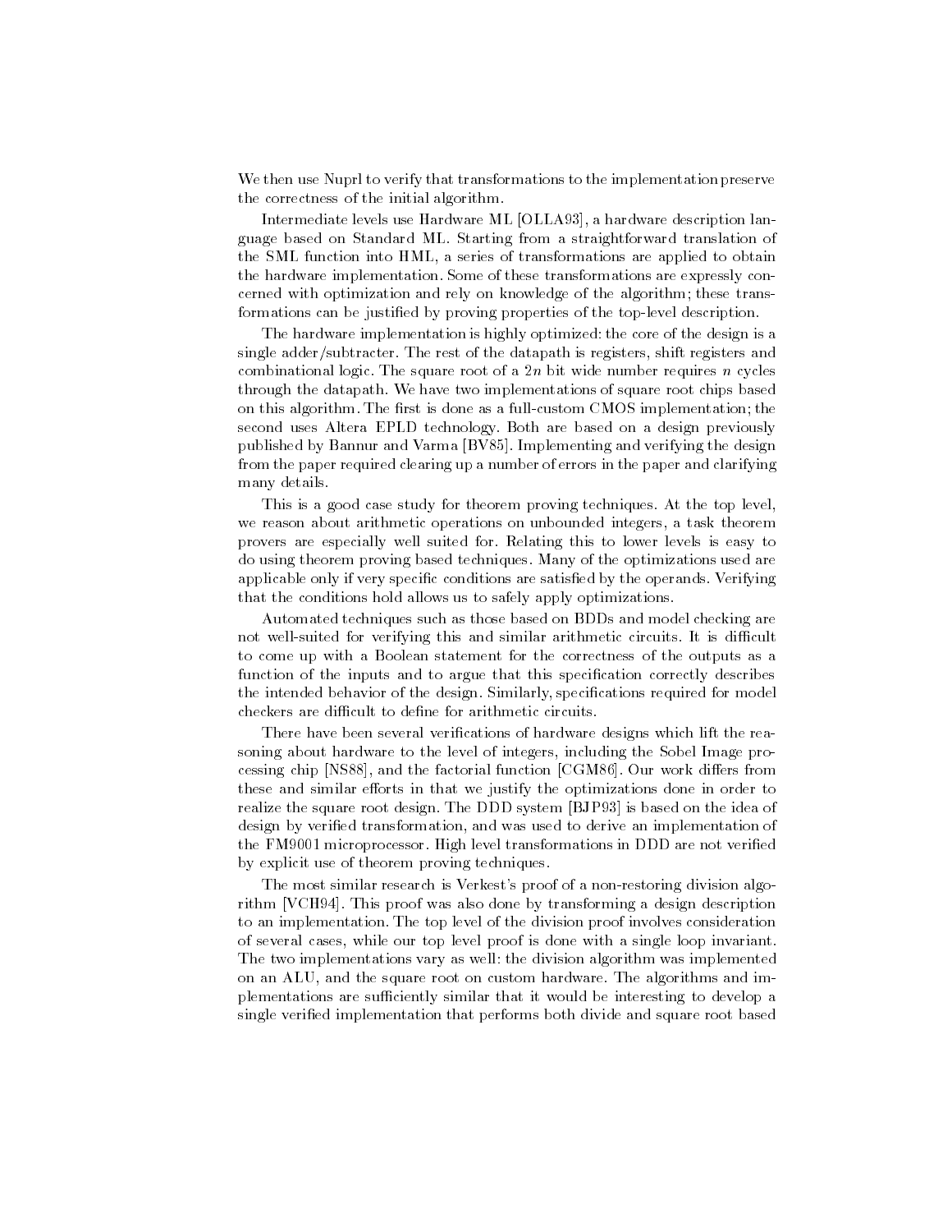We then use Nuprl to verify that transformations to the implementation preserve the correctness of the initial algorithm.

Intermediate levels use Hardware ML [OLLA93], a hardware description language based on Standard ML. Starting from a straightforward translation of the SML function into HML, a series of transformations are applied to obtain the hardware implementation. Some of these transformations are expressly concerned with optimization and rely on knowledge of the algorithm; these transformations can be justified by proving properties of the top-level description.

The hardware implementation is highly optimized: the core of the design is a single adder/subtracter. The rest of the datapath is registers, shift registers and combinational logic. The square root of a $2n$ bit wide number requires $n$ cycles through the datapath. We have two implementations of square root chips based on this algorithm. The first is done as a full-custom CMOS implementation; the second uses Altera EPLD technology. Both are based on a design previously published by Bannur and Varma [BV85]. Implementing and verifying the design from the paper required clearing up a number of errors in the paper and clarifying many details.

This is a good case study for theorem proving techniques. At the top level, we reason about arithmetic operations on unbounded integers, a task theorem provers are especially well suited for. Relating this to lower levels is easy to do using theorem proving based techniques. Many of the optimizations used are applicable only if very specific conditions are satisfied by the operands. Verifying that the conditions hold allows us to safely apply optimizations.

Automated techniques such as those based on BDDs and model checking are not well-suited for verifying this and similar arithmetic circuits. It is difficult to come up with a Boolean statement for the correctness of the outputs as a function of the inputs and to argue that this specification correctly describes the intended behavior of the design. Similarly, specifications required for model checkers are difficult to define for arithmetic circuits.

There have been several verifications of hardware designs which lift the reasoning about hardware to the level of integers, including the Sobel Image processing chip [NS88], and the factorial function [CGM86]. Our work differs from these and similar efforts in that we justify the optimizations done in order to realize the square root design. The DDD system [BJP93] is based on the idea of design by verified transformation, and was used to derive an implementation of the FM9001 microprocessor. High level transformations in DDD are not verified by explicit use of theorem proving techniques.

The most similar research is Verkest's proof of a non-restoring division algorithm [VCH94]. This proof was also done by transforming a design description to an implementation. The top level of the division proof involves consideration of several cases, while our top level proof is done with a single loop invariant. The two implementations vary as well: the division algorithm was implemented on an ALU, and the square root on custom hardware. The algorithms and implementations are sufficiently similar that it would be interesting to develop a single verified implementation that performs both divide and square root based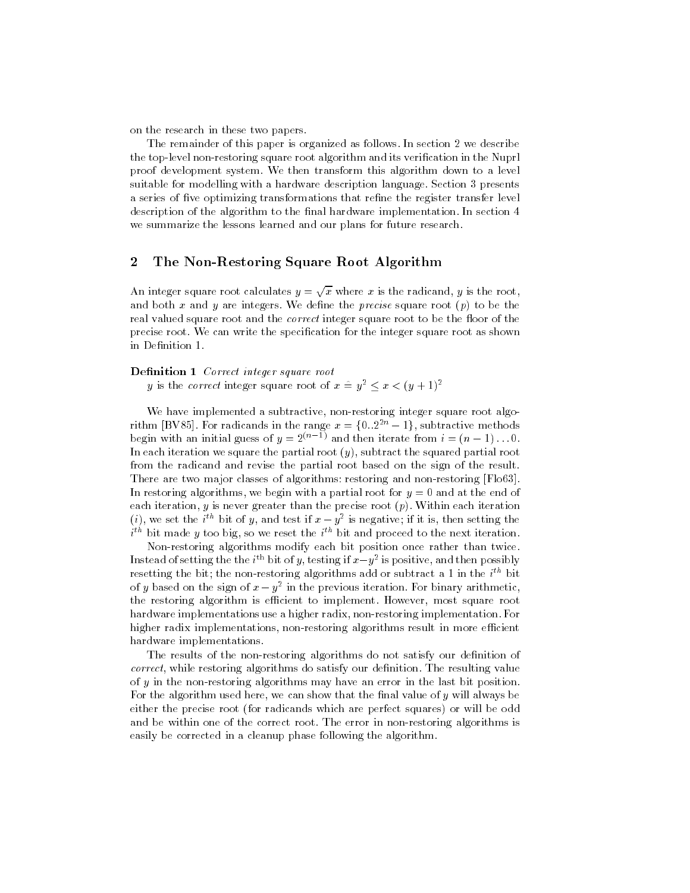on the research in these two papers.

The remainder of this paper is organized as follows. In section 2 we describe the top-level non-restoring square root algorithm and its verification in the Nuprl proof development system. We then transform this algorithm down to a level suitable for modelling with a hardware description language. Section 3 presents a series of five optimizing transformations that refine the register transfer level description of the algorithm to the final hardware implementation. In section 4 we summarize the lessons learned and our plans for future research.

## 2 The Non-Restoring Square Root Algorithm

An integer square root calculates $y = \sqrt{x}$ where $x$ is the radicand, $y$ is the root, and both $x$ and $y$ are integers. We define the *precise* square root ($p$) to be the real valued square root and the *correct* integer square root to be the floor of the precise root. We can write the specification for the integer square root as shown in Definition 1.

**Definition 1** *Correct integer square root*
$y$ is the *correct* integer square root of $x \mathrel{\hat{=}} y^2 \leq x < (y+1)^2$

We have implemented a subtractive, non-restoring integer square root algorithm [BV85]. For radicands in the range $x = \{0..2^{2n} - 1\}$, subtractive methods begin with an initial guess of $y = 2^{(n-1)}$ and then iterate from $i = (n-1) \ldots 0$. In each iteration we square the partial root ($y$), subtract the squared partial root from the radicand and revise the partial root based on the sign of the result. There are two major classes of algorithms: restoring and non-restoring [Flo63]. In restoring algorithms, we begin with a partial root for $y = 0$ and at the end of each iteration, $y$ is never greater than the precise root ($p$). Within each iteration ($i$), we set the $i^{th}$ bit of $y$, and test if $x - y^2$ is negative; if it is, then setting the $i^{th}$ bit made $y$ too big, so we reset the $i^{th}$ bit and proceed to the next iteration.

Non-restoring algorithms modify each bit position once rather than twice. Instead of setting the the $i^{\text{th}}$ bit of $y$, testing if $x - y^2$ is positive, and then possibly resetting the bit; the non-restoring algorithms add or subtract a 1 in the $i^{th}$ bit of $y$ based on the sign of $x - y^2$ in the previous iteration. For binary arithmetic, the restoring algorithm is efficient to implement. However, most square root hardware implementations use a higher radix, non-restoring implementation. For higher radix implementations, non-restoring algorithms result in more efficient hardware implementations.

The results of the non-restoring algorithms do not satisfy our definition of *correct*, while restoring algorithms do satisfy our definition. The resulting value of $y$ in the non-restoring algorithms may have an error in the last bit position. For the algorithm used here, we can show that the final value of $y$ will always be either the precise root (for radicands which are perfect squares) or will be odd and be within one of the correct root. The error in non-restoring algorithms is easily be corrected in a cleanup phase following the algorithm.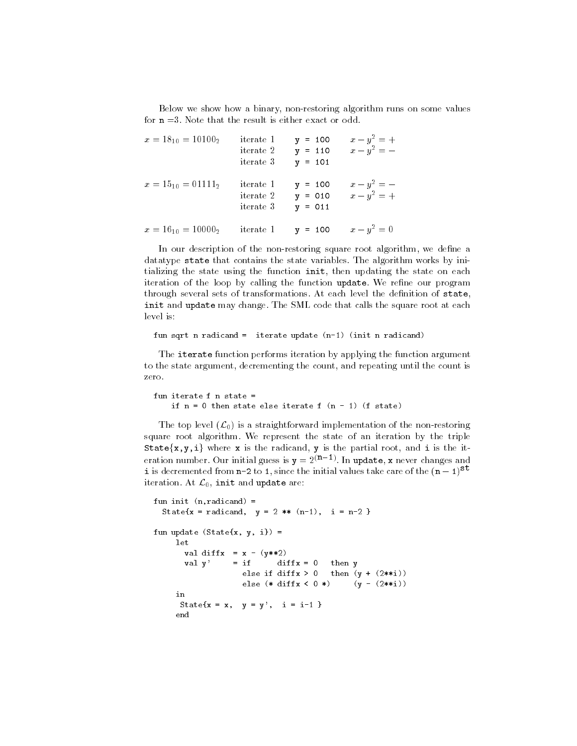Below we show how a binary, non-restoring algorithm runs on some values for n =3. Note that the result is either exact or odd.

| | | | |
|---|---|---|---|
| $x = 18_{10} = 10100_2$ | iterate 1 | `y = 100` | $x - y^2 = +$ |
| | iterate 2 | `y = 110` | $x - y^2 = -$ |
| | iterate 3 | `y = 101` | |
| $x = 15_{10} = 01111_2$ | iterate 1 | `y = 100` | $x - y^2 = -$ |
| | iterate 2 | `y = 010` | $x - y^2 = +$ |
| | iterate 3 | `y = 011` | |
| $x = 16_{10} = 10000_2$ | iterate 1 | `y = 100` | $x - y^2 = 0$ |

In our description of the non-restoring square root algorithm, we define a datatype `state` that contains the state variables. The algorithm works by initializing the state using the function `init`, then updating the state on each iteration of the loop by calling the function `update`. We refine our program through several sets of transformations. At each level the definition of `state`, `init` and `update` may change. The SML code that calls the square root at each level is:

```
fun sqrt n radicand =  iterate update (n-1) (init n radicand)
```

The `iterate` function performs iteration by applying the function argument to the state argument, decrementing the count, and repeating until the count is zero.

```
fun iterate f n state =
    if n = 0 then state else iterate f (n - 1) (f state)
```

The top level ($\mathcal{L}_0$) is a straightforward implementation of the non-restoring square root algorithm. We represent the state of an iteration by the triple `State{x,y,i}` where `x` is the radicand, `y` is the partial root, and `i` is the iteration number. Our initial guess is $\mathtt{y} = 2^{(\mathtt{n}-1)}$. In `update`, `x` never changes and `i` is decremented from `n-2` to `1`, since the initial values take care of the $(\mathtt{n}-1)^{\mathtt{st}}$ iteration. At $\mathcal{L}_0$, `init` and `update` are:

```
fun init (n,radicand) =
  State{x = radicand,  y = 2 ** (n-1),  i = n-2 }

fun update (State{x, y, i}) =
    let
      val diffx  = x - (y**2)
      val y'     = if      diffx = 0   then y
                   else if diffx > 0   then (y + (2**i))
                   else (* diffx < 0 *)     (y - (2**i))
    in
     State{x = x,  y = y',  i = i-1 }
    end
```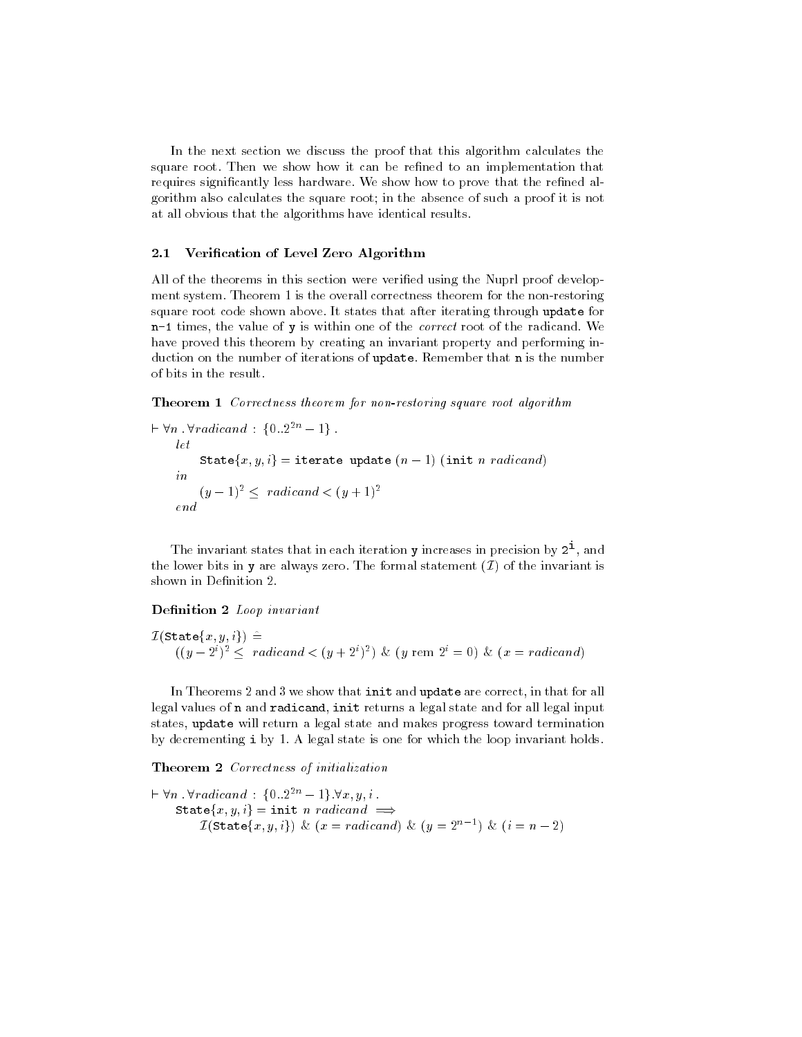In the next section we discuss the proof that this algorithm calculates the square root. Then we show how it can be refined to an implementation that requires significantly less hardware. We show how to prove that the refined algorithm also calculates the square root; in the absence of such a proof it is not at all obvious that the algorithms have identical results.

### 2.1 Verification of Level Zero Algorithm

All of the theorems in this section were verified using the Nuprl proof development system. Theorem 1 is the overall correctness theorem for the non-restoring square root code shown above. It states that after iterating through `update` for `n-1` times, the value of `y` is within one of the *correct* root of the radicand. We have proved this theorem by creating an invariant property and performing induction on the number of iterations of `update`. Remember that `n` is the number of bits in the result.

**Theorem 1** *Correctness theorem for non-restoring square root algorithm*

$$
\begin{array}{l}
\vdash \forall n \,.\, \forall radicand : \{0..2^{2n}-1\}\,. \\
\quad let \\
\qquad \texttt{State}\{x,y,i\} = \texttt{iterate update}\ (n-1)\ (\texttt{init}\ n\ radicand) \\
\quad in \\
\qquad (y-1)^2 \leq\ radicand < (y+1)^2 \\
\quad end
\end{array}
$$

The invariant states that in each iteration `y` increases in precision by $2^{\mathtt{i}}$, and the lower bits in `y` are always zero. The formal statement ($\mathcal{I}$) of the invariant is shown in Definition 2.

**Definition 2** *Loop invariant*

$$
\begin{array}{l}
\mathcal{I}(\texttt{State}\{x,y,i\}) \mathrel{\hat{=}} \\
\quad ((y-2^i)^2 \leq\ radicand < (y+2^i)^2)\ \&\ (y \text{ rem } 2^i = 0)\ \&\ (x = radicand)
\end{array}
$$

In Theorems 2 and 3 we show that `init` and `update` are correct, in that for all legal values of `n` and `radicand`, `init` returns a legal state and for all legal input states, `update` will return a legal state and makes progress toward termination by decrementing `i` by 1. A legal state is one for which the loop invariant holds.

**Theorem 2** *Correctness of initialization*

$$
\begin{array}{l}
\vdash \forall n \,.\, \forall radicand : \{0..2^{2n}-1\}. \forall x,y,i\,. \\
\quad \texttt{State}\{x,y,i\} = \texttt{init}\ n\ radicand \implies \\
\qquad \mathcal{I}(\texttt{State}\{x,y,i\})\ \&\ (x = radicand)\ \&\ (y = 2^{n-1})\ \&\ (i = n-2)
\end{array}
$$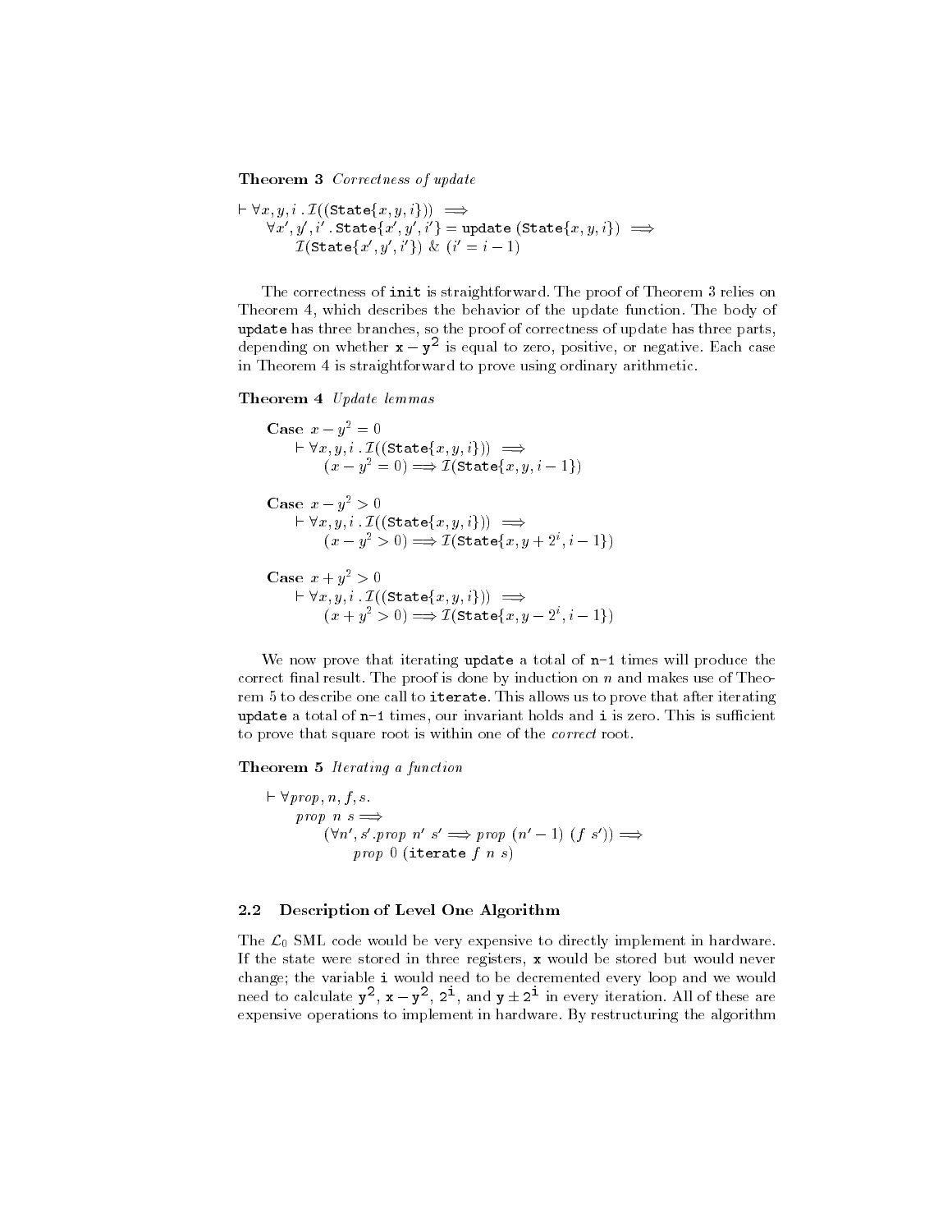**Theorem 3** *Correctness of update*

$$\vdash \forall x, y, i \,.\, \mathcal{I}((\texttt{State}\{x,y,i\})) \implies$$
$$\forall x', y', i' \,.\, \texttt{State}\{x', y', i'\} = \texttt{update}\ (\texttt{State}\{x,y,i\}) \implies$$
$$\mathcal{I}(\texttt{State}\{x', y', i'\})\ \&\ (i' = i - 1)$$

The correctness of `init` is straightforward. The proof of Theorem 3 relies on Theorem 4, which describes the behavior of the update function. The body of `update` has three branches, so the proof of correctness of update has three parts, depending on whether $\mathtt{x} - \mathtt{y}^2$ is equal to zero, positive, or negative. Each case in Theorem 4 is straightforward to prove using ordinary arithmetic.

**Theorem 4** *Update lemmas*

**Case** $x - y^2 = 0$

$$\vdash \forall x, y, i \,.\, \mathcal{I}((\texttt{State}\{x,y,i\})) \implies$$
$$(x - y^2 = 0) \implies \mathcal{I}(\texttt{State}\{x, y, i-1\})$$

**Case** $x - y^2 > 0$

$$\vdash \forall x, y, i \,.\, \mathcal{I}((\texttt{State}\{x,y,i\})) \implies$$
$$(x - y^2 > 0) \implies \mathcal{I}(\texttt{State}\{x, y + 2^i, i-1\})$$

**Case** $x + y^2 > 0$

$$\vdash \forall x, y, i \,.\, \mathcal{I}((\texttt{State}\{x,y,i\})) \implies$$
$$(x + y^2 > 0) \implies \mathcal{I}(\texttt{State}\{x, y - 2^i, i-1\})$$

We now prove that iterating `update` a total of `n-1` times will produce the correct final result. The proof is done by induction on $n$ and makes use of Theorem 5 to describe one call to `iterate`. This allows us to prove that after iterating `update` a total of `n-1` times, our invariant holds and `i` is zero. This is sufficient to prove that square root is within one of the *correct* root.

**Theorem 5** *Iterating a function*

$$\vdash \forall prop, n, f, s.$$
$$prop\ n\ s \implies$$
$$(\forall n', s'.prop\ n'\ s' \implies prop\ (n'-1)\ (f\ s')) \implies$$
$$prop\ 0\ (\texttt{iterate}\ f\ n\ s)$$

## 2.2 Description of Level One Algorithm

The $\mathcal{L}_0$ SML code would be very expensive to directly implement in hardware. If the state were stored in three registers, `x` would be stored but would never change; the variable `i` would need to be decremented every loop and we would need to calculate $\mathtt{y}^2$, $\mathtt{x} - \mathtt{y}^2$, $2^{\mathtt{i}}$, and $\mathtt{y} \pm 2^{\mathtt{i}}$ in every iteration. All of these are expensive operations to implement in hardware. By restructuring the algorithm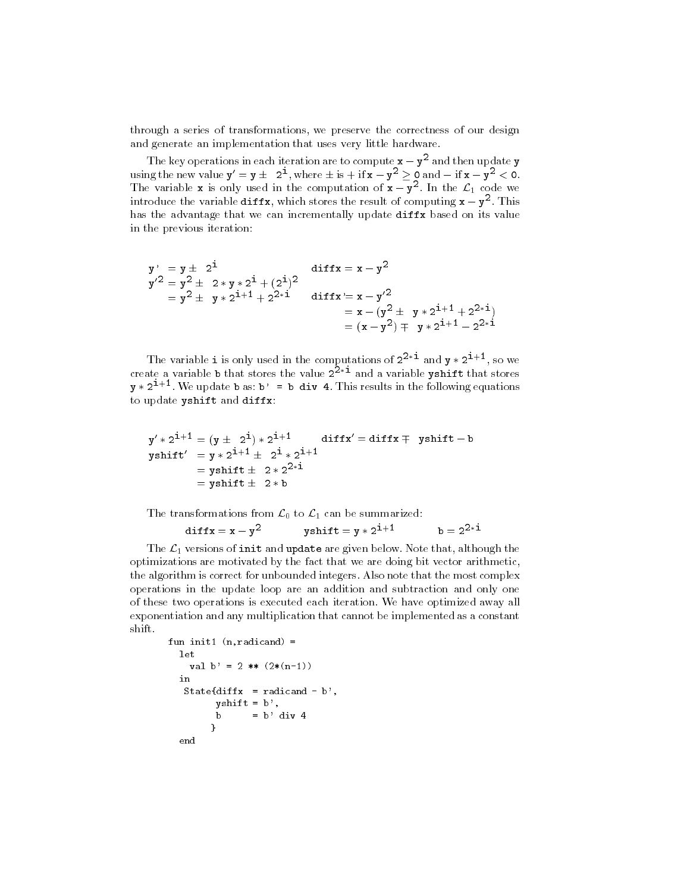through a series of transformations, we preserve the correctness of our design and generate an implementation that uses very little hardware.

The key operations in each iteration are to compute $\mathtt{x} - \mathtt{y}^2$ and then update $\mathtt{y}$ using the new value $\mathtt{y}' = \mathtt{y} \pm 2^{\mathtt{i}}$, where $\pm$ is $+$ if $\mathtt{x} - \mathtt{y}^2 \geq 0$ and $-$ if $\mathtt{x} - \mathtt{y}^2 < 0$. The variable $\mathtt{x}$ is only used in the computation of $\mathtt{x} - \mathtt{y}^2$. In the $\mathcal{L}_1$ code we introduce the variable `diffx`, which stores the result of computing $\mathtt{x} - \mathtt{y}^2$. This has the advantage that we can incrementally update `diffx` based on its value in the previous iteration:

$$
\begin{aligned}
\mathtt{y}' &= \mathtt{y} \pm 2^{\mathtt{i}} \\
\mathtt{y}'^2 &= \mathtt{y}^2 \pm 2 * \mathtt{y} * 2^{\mathtt{i}} + (2^{\mathtt{i}})^2 \\
&= \mathtt{y}^2 \pm \mathtt{y} * 2^{\mathtt{i}+1} + 2^{2*\mathtt{i}}
\end{aligned}
\qquad
\begin{aligned}
\mathtt{diffx} &= \mathtt{x} - \mathtt{y}^2 \\
\mathtt{diffx}' &= \mathtt{x} - \mathtt{y}'^2 \\
&= \mathtt{x} - (\mathtt{y}^2 \pm \mathtt{y} * 2^{\mathtt{i}+1} + 2^{2*\mathtt{i}}) \\
&= (\mathtt{x} - \mathtt{y}^2) \mp \mathtt{y} * 2^{\mathtt{i}+1} - 2^{2*\mathtt{i}}
\end{aligned}
$$

The variable $\mathtt{i}$ is only used in the computations of $2^{2*\mathtt{i}}$ and $\mathtt{y} * 2^{\mathtt{i}+1}$, so we create a variable `b` that stores the value $2^{2*\mathtt{i}}$ and a variable `yshift` that stores $\mathtt{y} * 2^{\mathtt{i}+1}$. We update `b` as: `b' = b div 4`. This results in the following equations to update `yshift` and `diffx`:

$$
\begin{aligned}
\mathtt{y}' * 2^{\mathtt{i}+1} &= (\mathtt{y} \pm 2^{\mathtt{i}}) * 2^{\mathtt{i}+1} \\
\mathtt{yshift}' &= \mathtt{y} * 2^{\mathtt{i}+1} \pm 2^{\mathtt{i}} * 2^{\mathtt{i}+1} \\
&= \mathtt{yshift} \pm 2 * 2^{2*\mathtt{i}} \\
&= \mathtt{yshift} \pm 2 * \mathtt{b}
\end{aligned}
\qquad
\mathtt{diffx}' = \mathtt{diffx} \mp \mathtt{yshift} - \mathtt{b}
$$

The transformations from $\mathcal{L}_0$ to $\mathcal{L}_1$ can be summarized:

$$
\mathtt{diffx} = \mathtt{x} - \mathtt{y}^2 \qquad \mathtt{yshift} = \mathtt{y} * 2^{\mathtt{i}+1} \qquad \mathtt{b} = 2^{2*\mathtt{i}}
$$

The $\mathcal{L}_1$ versions of `init` and `update` are given below. Note that, although the optimizations are motivated by the fact that we are doing bit vector arithmetic, the algorithm is correct for unbounded integers. Also note that the most complex operations in the update loop are an addition and subtraction and only one of these two operations is executed each iteration. We have optimized away all exponentiation and any multiplication that cannot be implemented as a constant shift.

```
fun init1 (n,radicand) =
  let
    val b' = 2 ** (2*(n-1))
  in
   State{diffx  = radicand - b',
         yshift = b',
         b      = b' div 4
        }
  end
```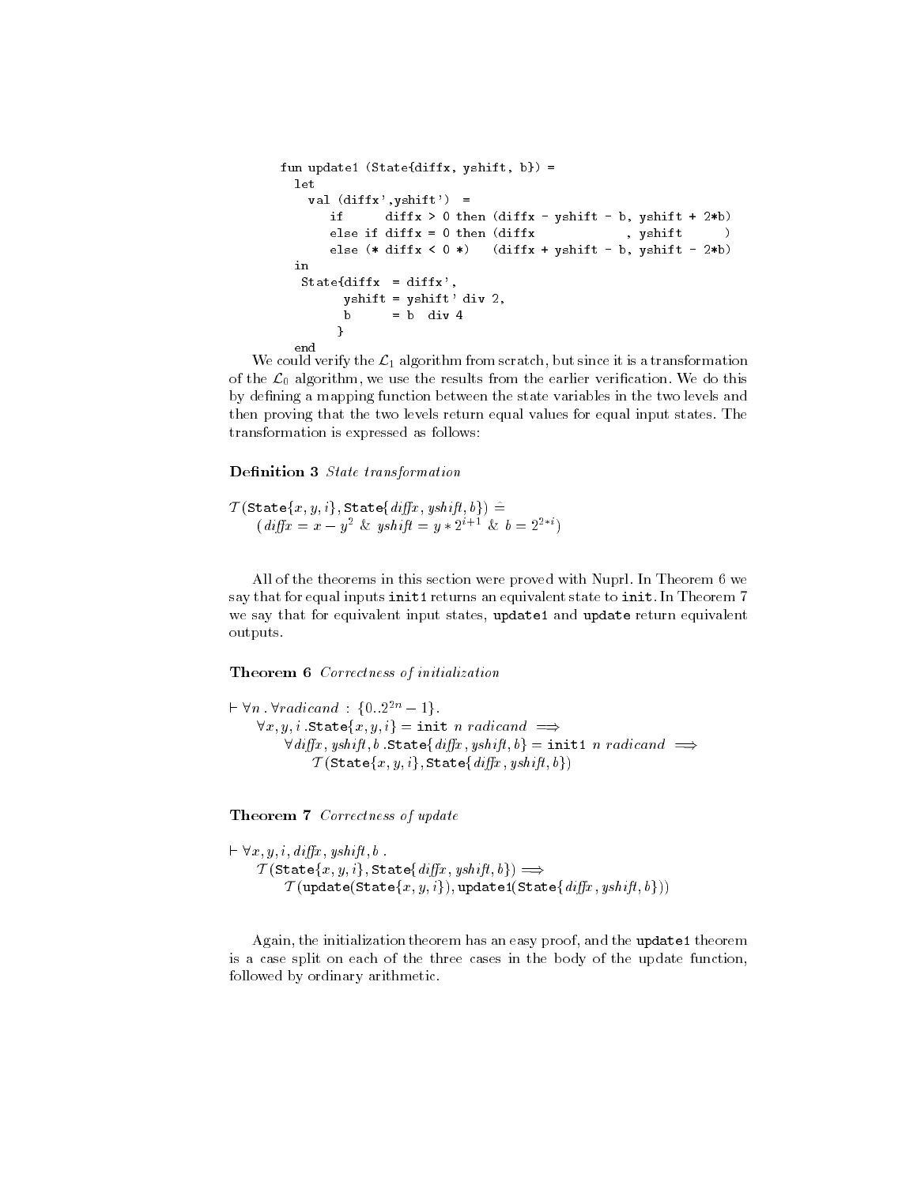```
fun update1 (State{diffx, yshift, b}) =
  let
    val (diffx',yshift') =
        if      diffx > 0 then (diffx - yshift - b, yshift + 2*b)
        else if diffx = 0 then (diffx             , yshift      )
        else (* diffx < 0 *)   (diffx + yshift - b, yshift - 2*b)
  in
   State{diffx  = diffx',
         yshift = yshift' div 2,
         b      = b  div 4
        }
  end
```

We could verify the $\mathcal{L}_1$ algorithm from scratch, but since it is a transformation of the $\mathcal{L}_0$ algorithm, we use the results from the earlier verification. We do this by defining a mapping function between the state variables in the two levels and then proving that the two levels return equal values for equal input states. The transformation is expressed as follows:

**Definition 3** *State transformation*

$$\mathcal{T}(\texttt{State}\{x, y, i\}, \texttt{State}\{\mathit{diffx}, \mathit{yshift}, b\}) \hat{=} \\ (\mathit{diffx} = x - y^2 \ \& \ \mathit{yshift} = y * 2^{i+1} \ \& \ b = 2^{2*i})$$

All of the theorems in this section were proved with Nuprl. In Theorem 6 we say that for equal inputs `init1` returns an equivalent state to `init`. In Theorem 7 we say that for equivalent input states, `update1` and `update` return equivalent outputs.

**Theorem 6** *Correctness of initialization*

$$\begin{aligned} &\vdash \forall n \,.\, \forall \mathit{radicand} : \{0..2^{2n} - 1\}. \\ &\quad \forall x, y, i \,.\texttt{State}\{x, y, i\} = \texttt{init}\ n\ \mathit{radicand} \implies \\ &\qquad \forall \mathit{diffx}, \mathit{yshift}, b \,.\texttt{State}\{\mathit{diffx}, \mathit{yshift}, b\} = \texttt{init1}\ n\ \mathit{radicand} \implies \\ &\qquad\quad \mathcal{T}(\texttt{State}\{x, y, i\}, \texttt{State}\{\mathit{diffx}, \mathit{yshift}, b\}) \end{aligned}$$

**Theorem 7** *Correctness of update*

$$\begin{aligned} &\vdash \forall x, y, i, \mathit{diffx}, \mathit{yshift}, b \,. \\ &\quad \mathcal{T}(\texttt{State}\{x, y, i\}, \texttt{State}\{\mathit{diffx}, \mathit{yshift}, b\}) \implies \\ &\qquad \mathcal{T}(\texttt{update}(\texttt{State}\{x, y, i\}), \texttt{update1}(\texttt{State}\{\mathit{diffx}, \mathit{yshift}, b\})) \end{aligned}$$

Again, the initialization theorem has an easy proof, and the `update1` theorem is a case split on each of the three cases in the body of the update function, followed by ordinary arithmetic.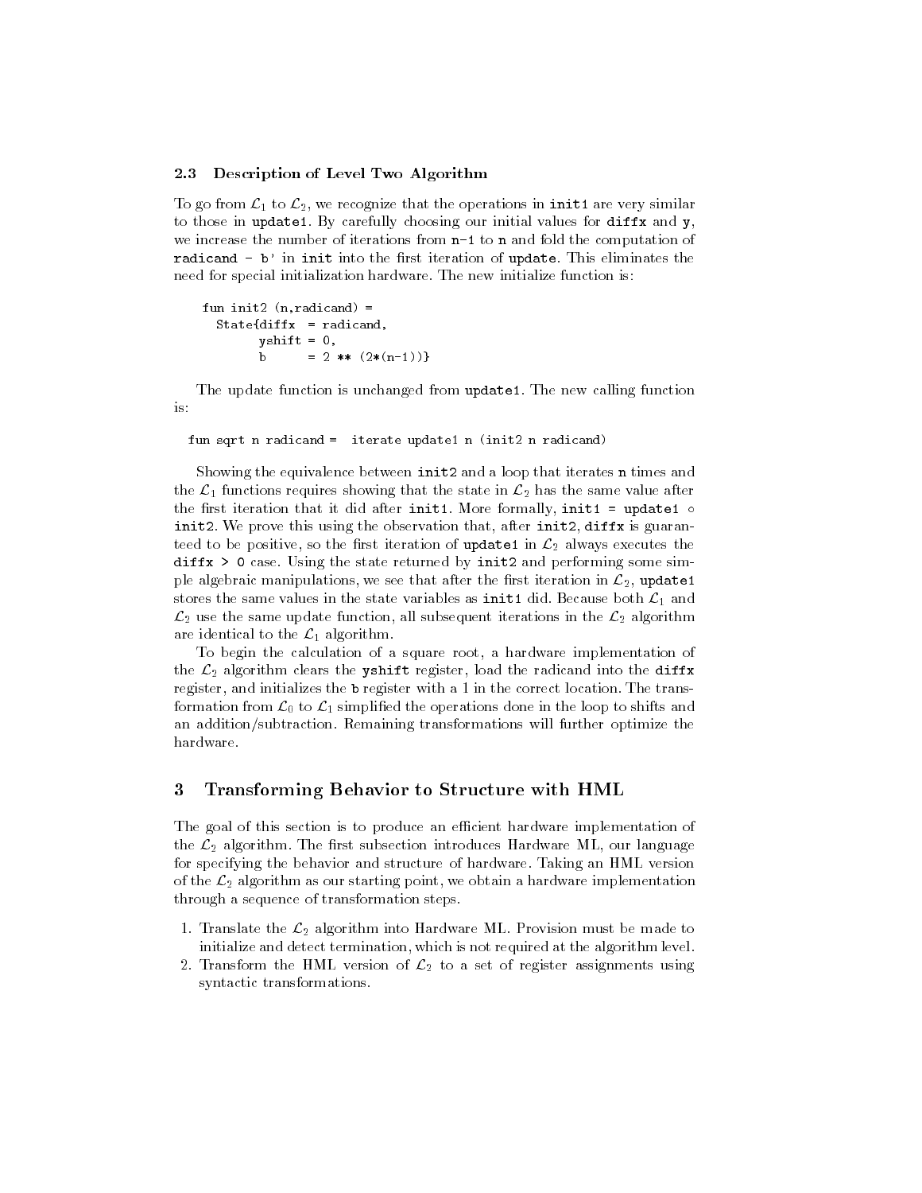### 2.3 Description of Level Two Algorithm

To go from $\mathcal{L}_1$ to $\mathcal{L}_2$, we recognize that the operations in `init1` are very similar to those in `update1`. By carefully choosing our initial values for `diffx` and `y`, we increase the number of iterations from `n-1` to `n` and fold the computation of `radicand - b'` in `init` into the first iteration of `update`. This eliminates the need for special initialization hardware. The new initialize function is:

```
fun init2 (n,radicand) =
  State{diffx  = radicand,
        yshift = 0,
        b      = 2 ** (2*(n-1))}
```

The update function is unchanged from `update1`. The new calling function is:

```
fun sqrt n radicand =  iterate update1 n (init2 n radicand)
```

Showing the equivalence between `init2` and a loop that iterates `n` times and the $\mathcal{L}_1$ functions requires showing that the state in $\mathcal{L}_2$ has the same value after the first iteration that it did after `init1`. More formally, `init1 = update1` $\circ$ `init2`. We prove this using the observation that, after `init2`, `diffx` is guaranteed to be positive, so the first iteration of `update1` in $\mathcal{L}_2$ always executes the `diffx > 0` case. Using the state returned by `init2` and performing some simple algebraic manipulations, we see that after the first iteration in $\mathcal{L}_2$, `update1` stores the same values in the state variables as `init1` did. Because both $\mathcal{L}_1$ and $\mathcal{L}_2$ use the same update function, all subsequent iterations in the $\mathcal{L}_2$ algorithm are identical to the $\mathcal{L}_1$ algorithm.

To begin the calculation of a square root, a hardware implementation of the $\mathcal{L}_2$ algorithm clears the `yshift` register, load the radicand into the `diffx` register, and initializes the `b` register with a 1 in the correct location. The transformation from $\mathcal{L}_0$ to $\mathcal{L}_1$ simplified the operations done in the loop to shifts and an addition/subtraction. Remaining transformations will further optimize the hardware.

## 3 Transforming Behavior to Structure with HML

The goal of this section is to produce an efficient hardware implementation of the $\mathcal{L}_2$ algorithm. The first subsection introduces Hardware ML, our language for specifying the behavior and structure of hardware. Taking an HML version of the $\mathcal{L}_2$ algorithm as our starting point, we obtain a hardware implementation through a sequence of transformation steps.

1. Translate the $\mathcal{L}_2$ algorithm into Hardware ML. Provision must be made to initialize and detect termination, which is not required at the algorithm level.
2. Transform the HML version of $\mathcal{L}_2$ to a set of register assignments using syntactic transformations.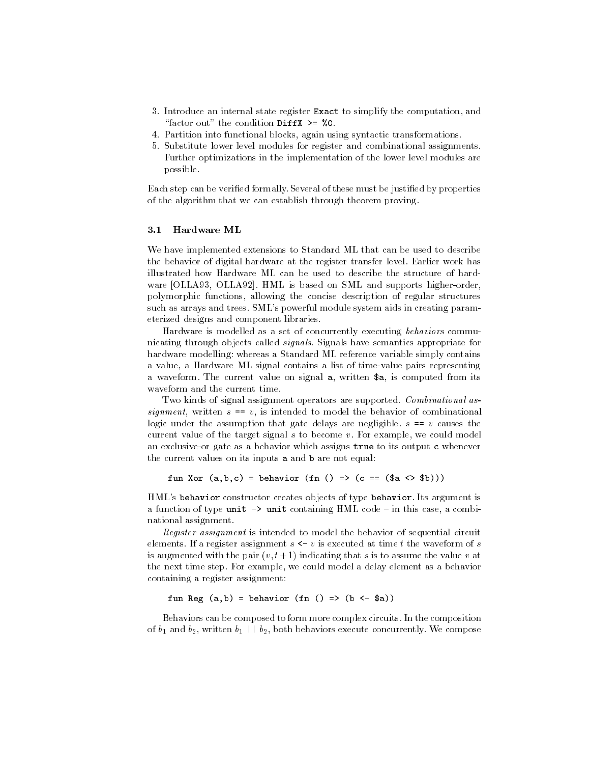3. Introduce an internal state register `Exact` to simplify the computation, and "factor out" the condition `DiffX >= %0`.
4. Partition into functional blocks, again using syntactic transformations.
5. Substitute lower level modules for register and combinational assignments. Further optimizations in the implementation of the lower level modules are possible.

Each step can be verified formally. Several of these must be justified by properties of the algorithm that we can establish through theorem proving.

### 3.1 Hardware ML

We have implemented extensions to Standard ML that can be used to describe the behavior of digital hardware at the register transfer level. Earlier work has illustrated how Hardware ML can be used to describe the structure of hardware [OLLA93, OLLA92]. HML is based on SML and supports higher-order, polymorphic functions, allowing the concise description of regular structures such as arrays and trees. SML's powerful module system aids in creating parameterized designs and component libraries.

Hardware is modelled as a set of concurrently executing *behaviors* communicating through objects called *signals*. Signals have semantics appropriate for hardware modelling: whereas a Standard ML reference variable simply contains a value, a Hardware ML signal contains a list of time-value pairs representing a waveform. The current value on signal `a`, written `$a`, is computed from its waveform and the current time.

Two kinds of signal assignment operators are supported. *Combinational assignment*, written $s$ `==` $v$, is intended to model the behavior of combinational logic under the assumption that gate delays are negligible. $s$ `==` $v$ causes the current value of the target signal $s$ to become $v$. For example, we could model an exclusive-or gate as a behavior which assigns `true` to its output `c` whenever the current values on its inputs `a` and `b` are not equal:

```
fun Xor (a,b,c) = behavior (fn () => (c == ($a <> $b)))
```

HML's `behavior` constructor creates objects of type `behavior`. Its argument is a function of type `unit -> unit` containing HML code – in this case, a combinational assignment.

*Register assignment* is intended to model the behavior of sequential circuit elements. If a register assignment $s$ `<-` $v$ is executed at time $t$ the waveform of $s$ is augmented with the pair $(v, t+1)$ indicating that $s$ is to assume the value $v$ at the next time step. For example, we could model a delay element as a behavior containing a register assignment:

```
fun Reg (a,b) = behavior (fn () => (b <- $a))
```

Behaviors can be composed to form more complex circuits. In the composition of $b_1$ and $b_2$, written $b_1$ `||` $b_2$, both behaviors execute concurrently. We compose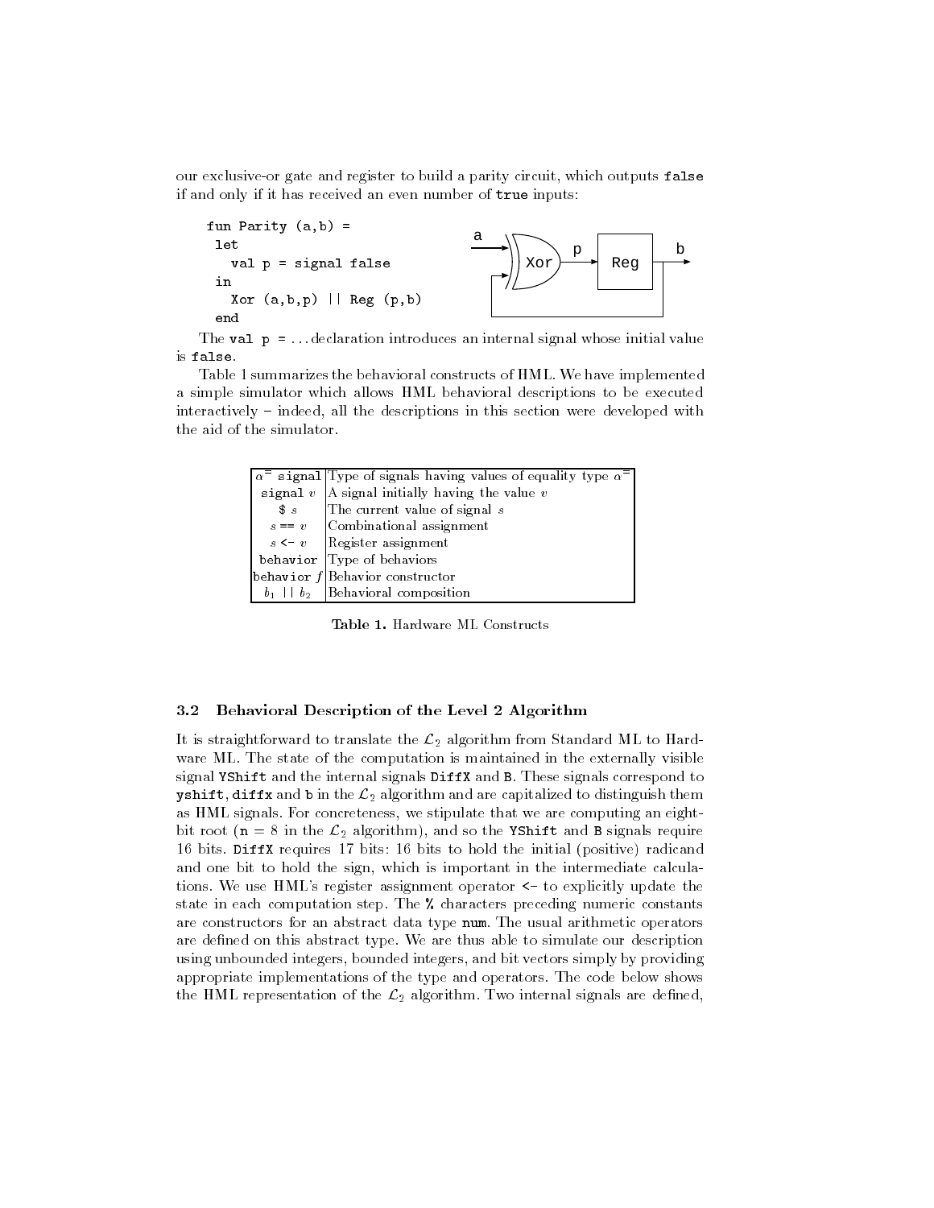our exclusive-or gate and register to build a parity circuit, which outputs `false` if and only if it has received an even number of `true` inputs:

```
fun Parity (a,b) =
 let
   val p = signal false
 in
   Xor (a,b,p) || Reg (p,b)
 end
```

a
p
Xor
Reg
b

The `val p = ...` declaration introduces an internal signal whose initial value is `false`.

Table 1 summarizes the behavioral constructs of HML. We have implemented a simple simulator which allows HML behavioral descriptions to be executed interactively – indeed, all the descriptions in this section were developed with the aid of the simulator.

| | |
|---|---|
| $\alpha^=$ `signal` | Type of signals having values of equality type $\alpha^=$ |
| `signal` $v$ | A signal initially having the value $v$ |
| `$` $s$ | The current value of signal $s$ |
| $s$ `==` $v$ | Combinational assignment |
| $s$ `<-` $v$ | Register assignment |
| `behavior` | Type of behaviors |
| `behavior` $f$ | Behavior constructor |
| $b_1$ `\|\|` $b_2$ | Behavioral composition |

**Table 1.** Hardware ML Constructs

### 3.2 Behavioral Description of the Level 2 Algorithm

It is straightforward to translate the $\mathcal{L}_2$ algorithm from Standard ML to Hardware ML. The state of the computation is maintained in the externally visible signal `YShift` and the internal signals `DiffX` and `B`. These signals correspond to `yshift`, `diffx` and `b` in the $\mathcal{L}_2$ algorithm and are capitalized to distinguish them as HML signals. For concreteness, we stipulate that we are computing an eight-bit root (`n` = 8 in the $\mathcal{L}_2$ algorithm), and so the `YShift` and `B` signals require 16 bits. `DiffX` requires 17 bits: 16 bits to hold the initial (positive) radicand and one bit to hold the sign, which is important in the intermediate calculations. We use HML's register assignment operator `<-` to explicitly update the state in each computation step. The `%` characters preceding numeric constants are constructors for an abstract data type `num`. The usual arithmetic operators are defined on this abstract type. We are thus able to simulate our description using unbounded integers, bounded integers, and bit vectors simply by providing appropriate implementations of the type and operators. The code below shows the HML representation of the $\mathcal{L}_2$ algorithm. Two internal signals are defined,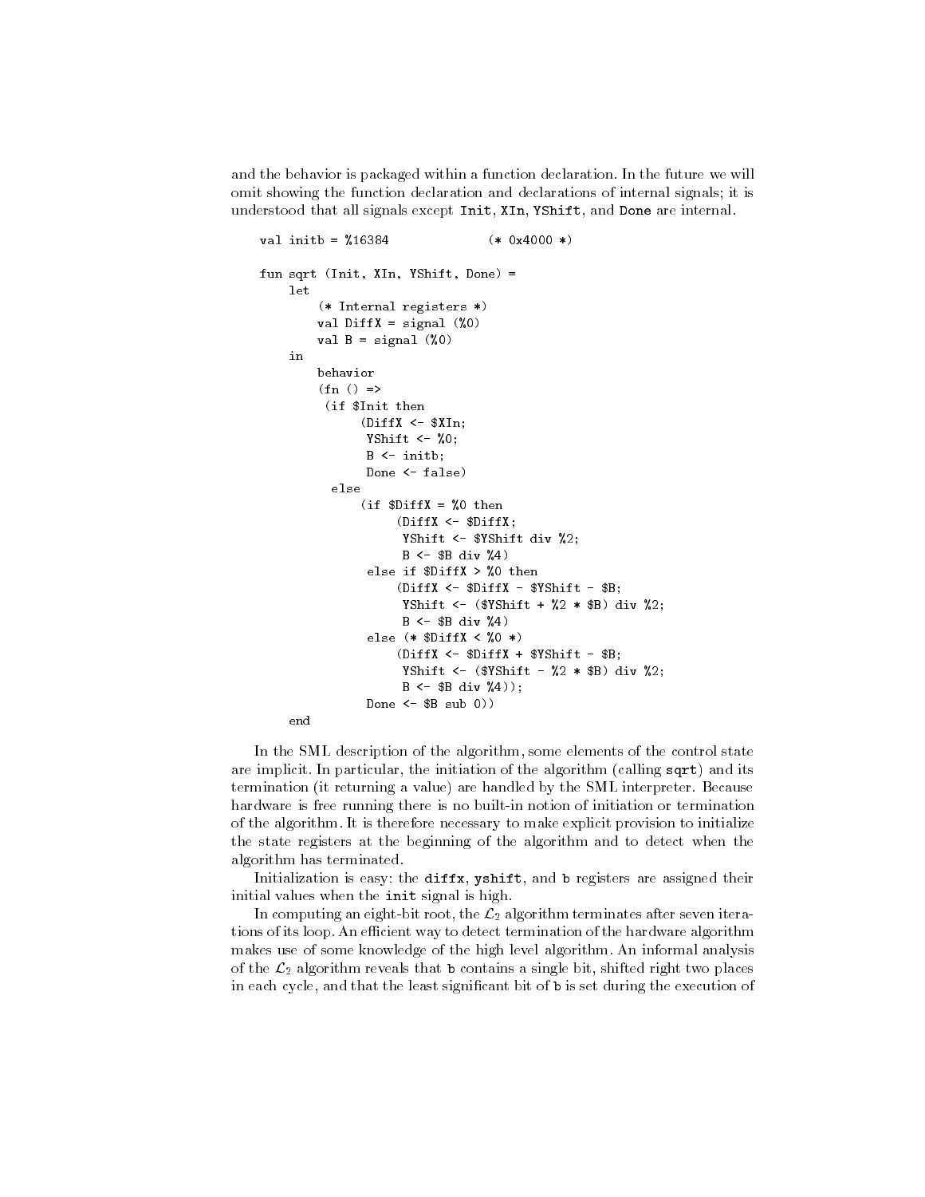and the behavior is packaged within a function declaration. In the future we will omit showing the function declaration and declarations of internal signals; it is understood that all signals except `Init`, `XIn`, `YShift`, and `Done` are internal.

```
val initb = %16384              (* 0x4000 *)

fun sqrt (Init, XIn, YShift, Done) =
    let
        (* Internal registers *)
        val DiffX = signal (%0)
        val B = signal (%0)
    in
        behavior
        (fn () =>
         (if $Init then
               (DiffX <- $XIn;
                YShift <- %0;
                B <- initb;
                Done <- false)
          else
               (if $DiffX = %0 then
                     (DiffX <- $DiffX;
                      YShift <- $YShift div %2;
                      B <- $B div %4)
                else if $DiffX > %0 then
                     (DiffX <- $DiffX - $YShift - $B;
                      YShift <- ($YShift + %2 * $B) div %2;
                      B <- $B div %4)
                else (* $DiffX < %0 *)
                     (DiffX <- $DiffX + $YShift - $B;
                      YShift <- ($YShift - %2 * $B) div %2;
                      B <- $B div %4));
                Done <- $B sub 0))
    end
```

In the SML description of the algorithm, some elements of the control state are implicit. In particular, the initiation of the algorithm (calling `sqrt`) and its termination (it returning a value) are handled by the SML interpreter. Because hardware is free running there is no built-in notion of initiation or termination of the algorithm. It is therefore necessary to make explicit provision to initialize the state registers at the beginning of the algorithm and to detect when the algorithm has terminated.

Initialization is easy: the `diffx`, `yshift`, and `b` registers are assigned their initial values when the `init` signal is high.

In computing an eight-bit root, the $\mathcal{L}_2$ algorithm terminates after seven iterations of its loop. An efficient way to detect termination of the hardware algorithm makes use of some knowledge of the high level algorithm. An informal analysis of the $\mathcal{L}_2$ algorithm reveals that `b` contains a single bit, shifted right two places in each cycle, and that the least significant bit of `b` is set during the execution of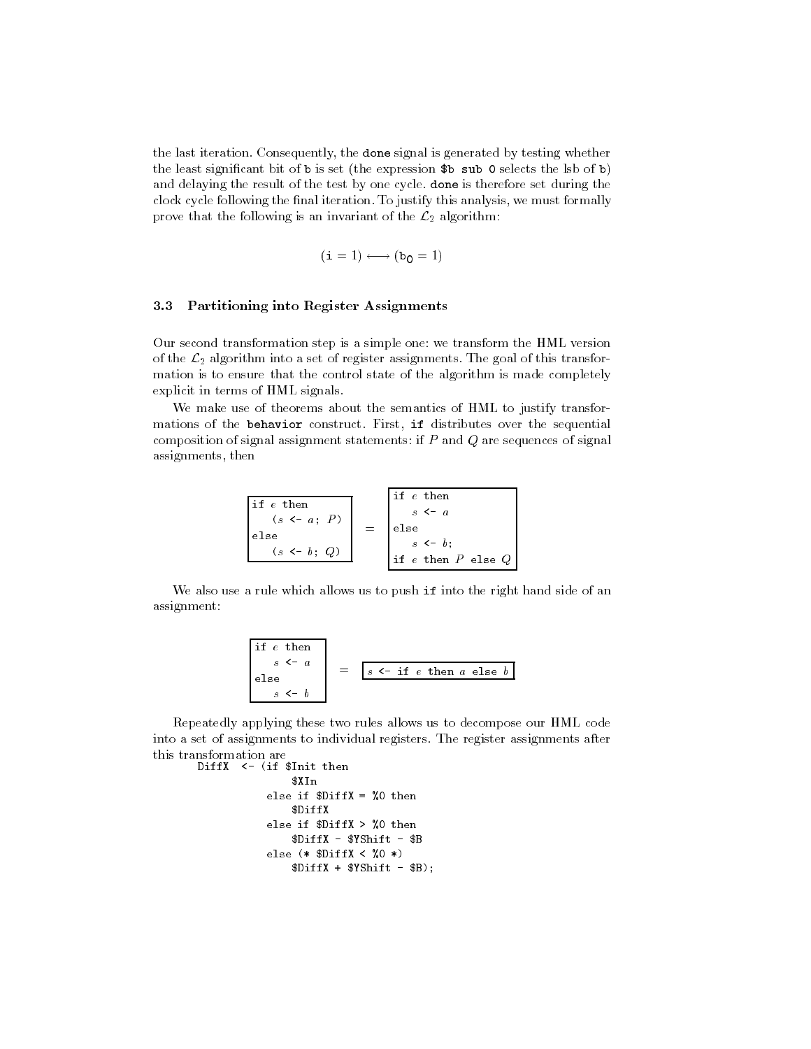the last iteration. Consequently, the `done` signal is generated by testing whether the least significant bit of `b` is set (the expression `$b sub 0` selects the lsb of `b`) and delaying the result of the test by one cycle. `done` is therefore set during the clock cycle following the final iteration. To justify this analysis, we must formally prove that the following is an invariant of the $\mathcal{L}_2$ algorithm:

$$(\texttt{i} = 1) \longleftrightarrow (\texttt{b}_0 = 1)$$

### 3.3 Partitioning into Register Assignments

Our second transformation step is a simple one: we transform the HML version of the $\mathcal{L}_2$ algorithm into a set of register assignments. The goal of this transformation is to ensure that the control state of the algorithm is made completely explicit in terms of HML signals.

We make use of theorems about the semantics of HML to justify transformations of the `behavior` construct. First, `if` distributes over the sequential composition of signal assignment statements: if $P$ and $Q$ are sequences of signal assignments, then

```
if e then                  if e then
   (s <- a; P)                s <- a
else                  =    else
   (s <- b; Q)                s <- b;
                           if e then P else Q
```

We also use a rule which allows us to push `if` into the right hand side of an assignment:

```
if e then
   s <- a
else                  =    s <- if e then a else b
   s <- b
```

Repeatedly applying these two rules allows us to decompose our HML code into a set of assignments to individual registers. The register assignments after this transformation are

```
DiffX  <- (if $Init then
              $XIn
           else if $DiffX = %0 then
              $DiffX
           else if $DiffX > %0 then
              $DiffX - $YShift - $B
           else (* $DiffX < %0 *)
              $DiffX + $YShift - $B);
```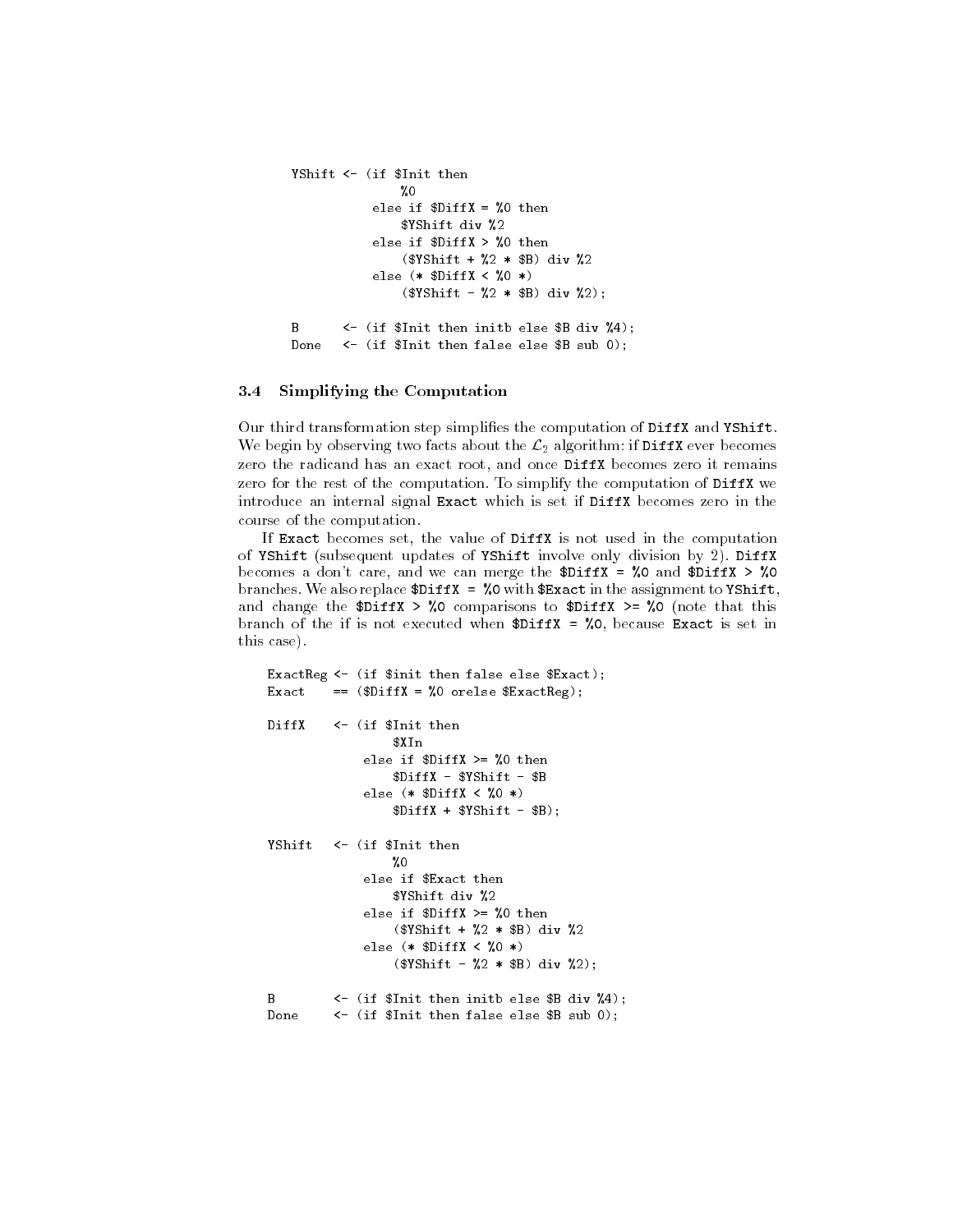```
YShift <- (if $Init then
               %0
           else if $DiffX = %0 then
               $YShift div %2
           else if $DiffX > %0 then
               ($YShift + %2 * $B) div %2
           else (* $DiffX < %0 *)
               ($YShift - %2 * $B) div %2);

B      <- (if $Init then initb else $B div %4);
Done   <- (if $Init then false else $B sub 0);
```

### 3.4 Simplifying the Computation

Our third transformation step simplifies the computation of DiffX and YShift. We begin by observing two facts about the $\mathcal{L}_2$ algorithm: if DiffX ever becomes zero the radicand has an exact root, and once DiffX becomes zero it remains zero for the rest of the computation. To simplify the computation of DiffX we introduce an internal signal Exact which is set if DiffX becomes zero in the course of the computation.

If Exact becomes set, the value of DiffX is not used in the computation of YShift (subsequent updates of YShift involve only division by 2). DiffX becomes a don't care, and we can merge the $DiffX = %0 and $DiffX > %0 branches. We also replace $DiffX = %0 with $Exact in the assignment to YShift, and change the $DiffX > %0 comparisons to $DiffX >= %0 (note that this branch of the if is not executed when $DiffX = %0, because Exact is set in this case).

```
ExactReg <- (if $init then false else $Exact);
Exact    == ($DiffX = %0 orelse $ExactReg);

DiffX    <- (if $Init then
                 $XIn
             else if $DiffX >= %0 then
                 $DiffX - $YShift - $B
             else (* $DiffX < %0 *)
                 $DiffX + $YShift - $B);

YShift   <- (if $Init then
                 %0
             else if $Exact then
                 $YShift div %2
             else if $DiffX >= %0 then
                 ($YShift + %2 * $B) div %2
             else (* $DiffX < %0 *)
                 ($YShift - %2 * $B) div %2);

B        <- (if $Init then initb else $B div %4);
Done     <- (if $Init then false else $B sub 0);
```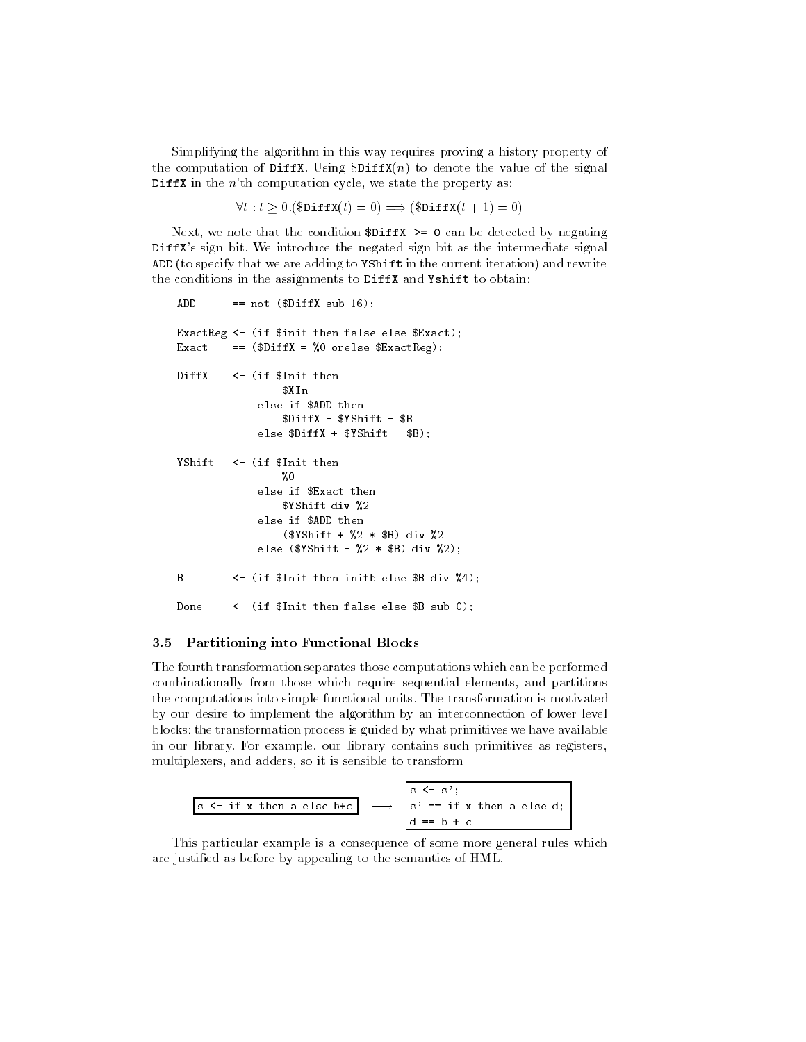Simplifying the algorithm in this way requires proving a history property of the computation of `DiffX`. Using $\texttt{\$DiffX}(n)$ to denote the value of the signal `DiffX` in the $n$'th computation cycle, we state the property as:

$$\forall t : t \geq 0.(\texttt{\$DiffX}(t) = 0) \Longrightarrow (\texttt{\$DiffX}(t+1) = 0)$$

Next, we note that the condition `$DiffX >= 0` can be detected by negating `DiffX`'s sign bit. We introduce the negated sign bit as the intermediate signal `ADD` (to specify that we are adding to `YShift` in the current iteration) and rewrite the conditions in the assignments to `DiffX` and `Yshift` to obtain:

```
ADD      == not ($DiffX sub 16);

ExactReg <- (if $init then false else $Exact);
Exact    == ($DiffX = %0 orelse $ExactReg);

DiffX    <- (if $Init then
                 $XIn
             else if $ADD then
                 $DiffX - $YShift - $B
             else $DiffX + $YShift - $B);

YShift   <- (if $Init then
                 %0
             else if $Exact then
                 $YShift div %2
             else if $ADD then
                 ($YShift + %2 * $B) div %2
             else ($YShift - %2 * $B) div %2);

B        <- (if $Init then initb else $B div %4);

Done     <- (if $Init then false else $B sub 0);
```

### 3.5 Partitioning into Functional Blocks

The fourth transformation separates those computations which can be performed combinationally from those which require sequential elements, and partitions the computations into simple functional units. The transformation is motivated by our desire to implement the algorithm by an interconnection of lower level blocks; the transformation process is guided by what primitives we have available in our library. For example, our library contains such primitives as registers, multiplexers, and adders, so it is sensible to transform

```
s <- if x then a else b+c
```

$\longrightarrow$

```
s <- s';
s' == if x then a else d;
d == b + c
```

This particular example is a consequence of some more general rules which are justified as before by appealing to the semantics of HML.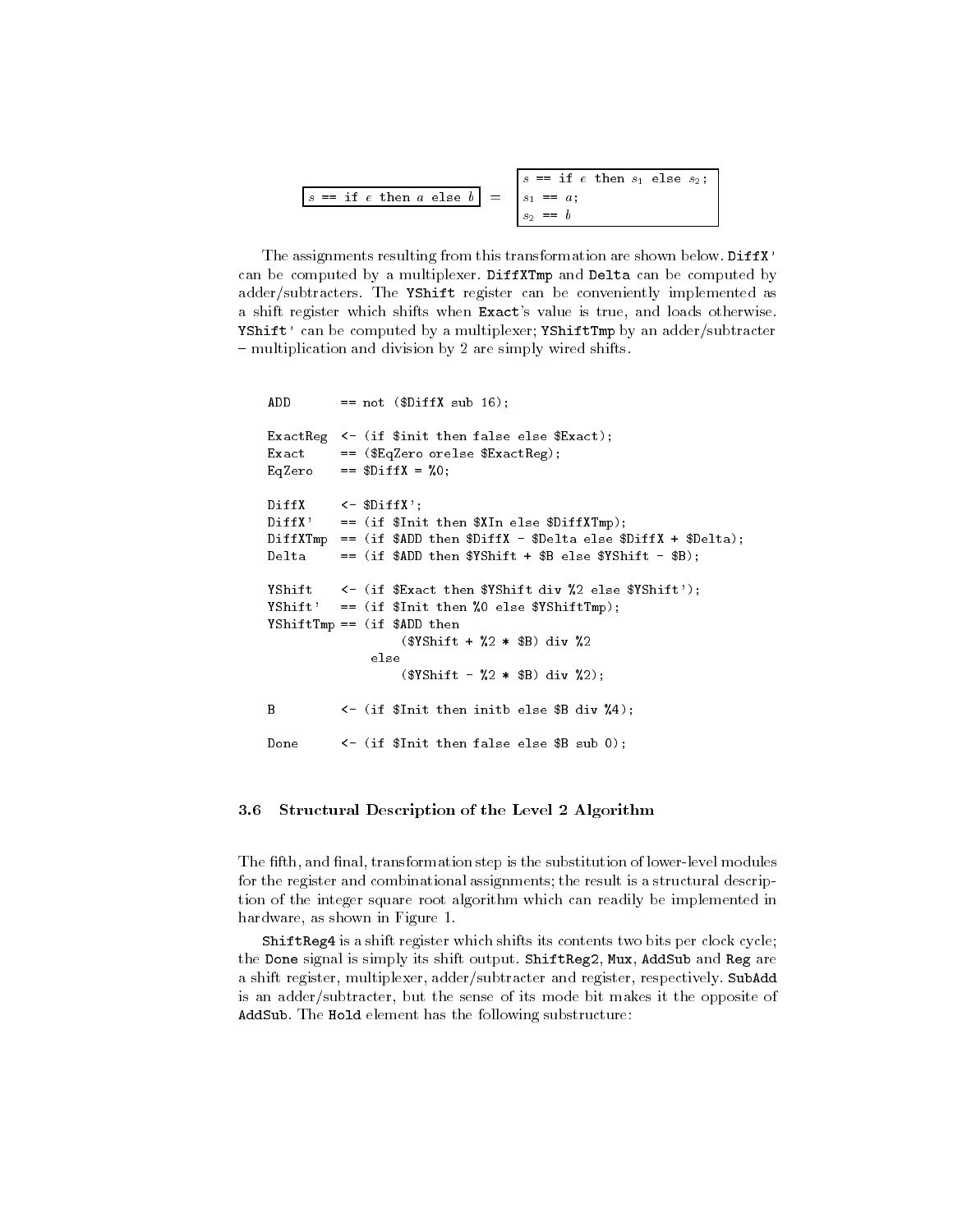$$\boxed{\texttt{s == if } e \texttt{ then } a \texttt{ else } b} \quad = \quad \boxed{\begin{array}{l} s \texttt{ == if } e \texttt{ then } s_1 \texttt{ else } s_2\texttt{;} \\ s_1 \texttt{ == } a\texttt{;} \\ s_2 \texttt{ == } b \end{array}}$$

The assignments resulting from this transformation are shown below. `DiffX'` can be computed by a multiplexer. `DiffXTmp` and `Delta` can be computed by adder/subtracters. The `YShift` register can be conveniently implemented as a shift register which shifts when `Exact`'s value is true, and loads otherwise. `YShift'` can be computed by a multiplexer; `YShiftTmp` by an adder/subtracter – multiplication and division by 2 are simply wired shifts.

```
ADD       == not ($DiffX sub 16);

ExactReg  <- (if $init then false else $Exact);
Exact     == ($EqZero orelse $ExactReg);
EqZero    == $DiffX = %0;

DiffX     <- $DiffX';
DiffX'    == (if $Init then $XIn else $DiffXTmp);
DiffXTmp  == (if $ADD then $DiffX - $Delta else $DiffX + $Delta);
Delta     == (if $ADD then $YShift + $B else $YShift - $B);

YShift    <- (if $Exact then $YShift div %2 else $YShift');
YShift'   == (if $Init then %0 else $YShiftTmp);
YShiftTmp == (if $ADD then
                  ($YShift + %2 * $B) div %2
              else
                  ($YShift - %2 * $B) div %2);

B         <- (if $Init then initb else $B div %4);

Done      <- (if $Init then false else $B sub 0);
```

### 3.6 Structural Description of the Level 2 Algorithm

The fifth, and final, transformation step is the substitution of lower-level modules for the register and combinational assignments; the result is a structural description of the integer square root algorithm which can readily be implemented in hardware, as shown in Figure 1.

`ShiftReg4` is a shift register which shifts its contents two bits per clock cycle; the `Done` signal is simply its shift output. `ShiftReg2`, `Mux`, `AddSub` and `Reg` are a shift register, multiplexer, adder/subtracter and register, respectively. `SubAdd` is an adder/subtracter, but the sense of its mode bit makes it the opposite of `AddSub`. The `Hold` element has the following substructure: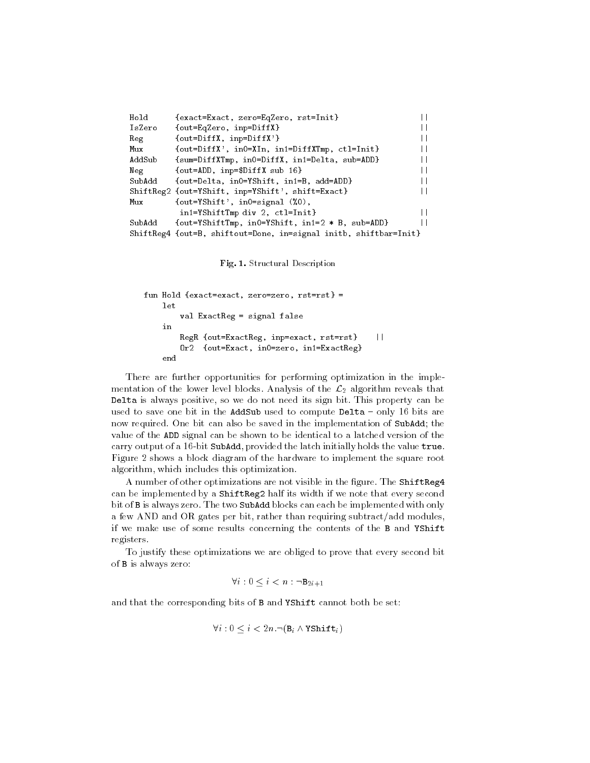```
Hold      {exact=Exact, zero=EqZero, rst=Init}                    ||
IsZero    {out=EqZero, inp=DiffX}                                 ||
Reg       {out=DiffX, inp=DiffX'}                                 ||
Mux       {out=DiffX', in0=XIn, in1=DiffXTmp, ctl=Init}           ||
AddSub    {sum=DiffXTmp, in0=DiffX, in1=Delta, sub=ADD}           ||
Neg       {out=ADD, inp=$DiffX sub 16}                            ||
SubAdd    {out=Delta, in0=YShift, in1=B, add=ADD}                 ||
ShiftReg2 {out=YShift, inp=YShift', shift=Exact}                  ||
Mux       {out=YShift', in0=signal (%0),
           in1=YShiftTmp div 2, ctl=Init}                         ||
SubAdd    {out=YShiftTmp, in0=YShift, in1=2 * B, sub=ADD}         ||
ShiftReg4 {out=B, shiftout=Done, in=signal initb, shiftbar=Init}
```

**Fig. 1.** Structural Description

```
fun Hold {exact=exact, zero=zero, rst=rst} =
    let
        val ExactReg = signal false
    in
        RegR {out=ExactReg, inp=exact, rst=rst}    ||
        Or2  {out=Exact, in0=zero, in1=ExactReg}
    end
```

There are further opportunities for performing optimization in the implementation of the lower level blocks. Analysis of the $\mathcal{L}_2$ algorithm reveals that `Delta` is always positive, so we do not need its sign bit. This property can be used to save one bit in the `AddSub` used to compute `Delta` – only 16 bits are now required. One bit can also be saved in the implementation of `SubAdd`; the value of the `ADD` signal can be shown to be identical to a latched version of the carry output of a 16-bit `SubAdd`, provided the latch initially holds the value `true`. Figure 2 shows a block diagram of the hardware to implement the square root algorithm, which includes this optimization.

A number of other optimizations are not visible in the figure. The `ShiftReg4` can be implemented by a `ShiftReg2` half its width if we note that every second bit of `B` is always zero. The two `SubAdd` blocks can each be implemented with only a few AND and OR gates per bit, rather than requiring subtract/add modules, if we make use of some results concerning the contents of the `B` and `YShift` registers.

To justify these optimizations we are obliged to prove that every second bit of `B` is always zero:

$$\forall i : 0 \leq i < n : \neg \mathtt{B}_{2i+1}$$

and that the corresponding bits of `B` and `YShift` cannot both be set:

$$\forall i : 0 \leq i < 2n. \neg(\mathtt{B}_i \wedge \mathtt{YShift}_i)$$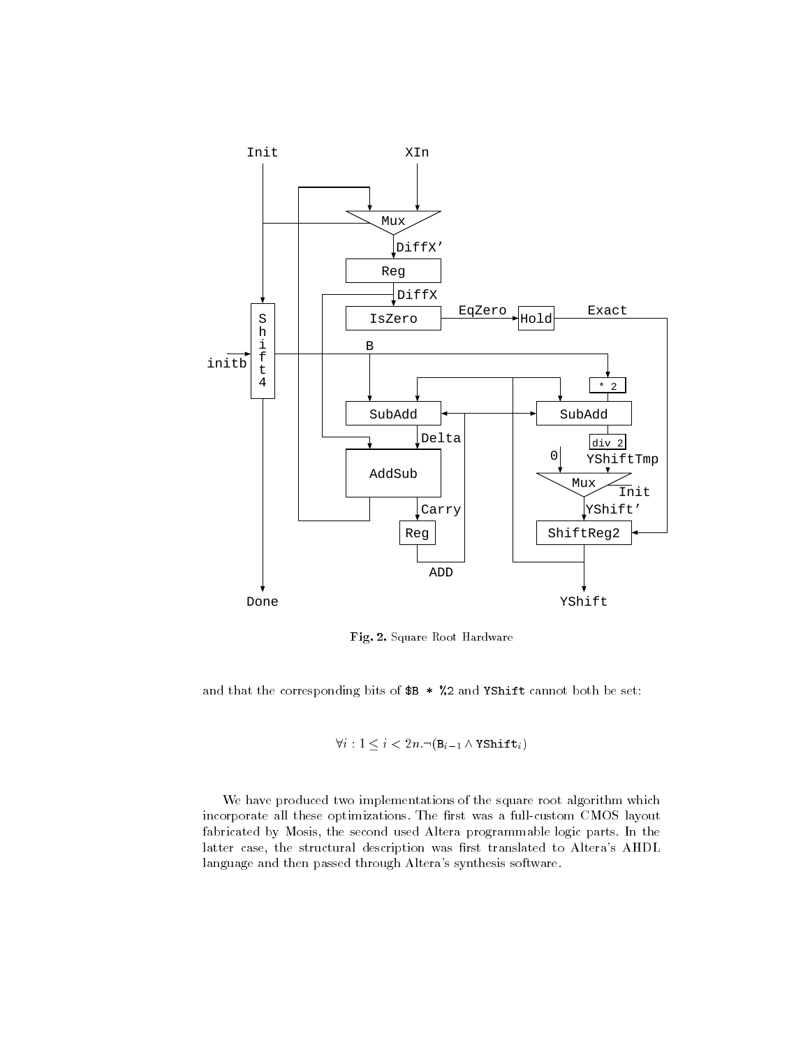Init

XIn

Mux

DiffX'

Reg

DiffX

IsZero

EqZero

Hold

Exact

S h i f t 4

initb

B

* 2

SubAdd

SubAdd

Delta

div 2

0

YShiftTmp

AddSub

Mux

Init

Carry

YShift'

Reg

ShiftReg2

ADD

Done

YShift

**Fig. 2.** Square Root Hardware

and that the corresponding bits of `$B * %2` and `YShift` cannot both be set:

$$\forall i : 1 \leq i < 2n. \neg(\mathtt{B}_{i-1} \wedge \mathtt{YShift}_i)$$

We have produced two implementations of the square root algorithm which incorporate all these optimizations. The first was a full-custom CMOS layout fabricated by Mosis, the second used Altera programmable logic parts. In the latter case, the structural description was first translated to Altera's AHDL language and then passed through Altera's synthesis software.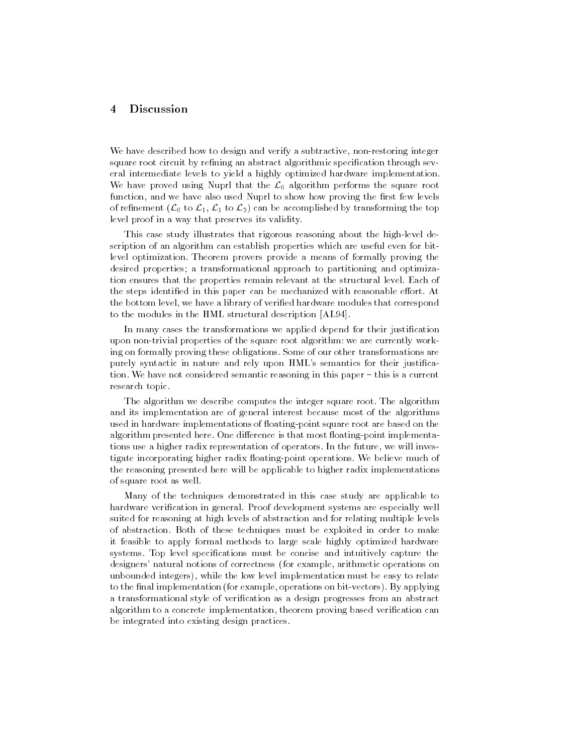## 4 Discussion

We have described how to design and verify a subtractive, non-restoring integer square root circuit by refining an abstract algorithmic specification through several intermediate levels to yield a highly optimized hardware implementation. We have proved using Nuprl that the $\mathcal{L}_0$ algorithm performs the square root function, and we have also used Nuprl to show how proving the first few levels of refinement ($\mathcal{L}_0$ to $\mathcal{L}_1$, $\mathcal{L}_1$ to $\mathcal{L}_2$) can be accomplished by transforming the top level proof in a way that preserves its validity.

This case study illustrates that rigorous reasoning about the high-level description of an algorithm can establish properties which are useful even for bit-level optimization. Theorem provers provide a means of formally proving the desired properties; a transformational approach to partitioning and optimization ensures that the properties remain relevant at the structural level. Each of the steps identified in this paper can be mechanized with reasonable effort. At the bottom level, we have a library of verified hardware modules that correspond to the modules in the HML structural description [AL94].

In many cases the transformations we applied depend for their justification upon non-trivial properties of the square root algorithm: we are currently working on formally proving these obligations. Some of our other transformations are purely syntactic in nature and rely upon HML's semantics for their justification. We have not considered semantic reasoning in this paper – this is a current research topic.

The algorithm we describe computes the integer square root. The algorithm and its implementation are of general interest because most of the algorithms used in hardware implementations of floating-point square root are based on the algorithm presented here. One difference is that most floating-point implementations use a higher radix representation of operators. In the future, we will investigate incorporating higher radix floating-point operations. We believe much of the reasoning presented here will be applicable to higher radix implementations of square root as well.

Many of the techniques demonstrated in this case study are applicable to hardware verification in general. Proof development systems are especially well suited for reasoning at high levels of abstraction and for relating multiple levels of abstraction. Both of these techniques must be exploited in order to make it feasible to apply formal methods to large scale highly optimized hardware systems. Top level specifications must be concise and intuitively capture the designers' natural notions of correctness (for example, arithmetic operations on unbounded integers), while the low level implementation must be easy to relate to the final implementation (for example, operations on bit-vectors). By applying a transformational style of verification as a design progresses from an abstract algorithm to a concrete implementation, theorem proving based verification can be integrated into existing design practices.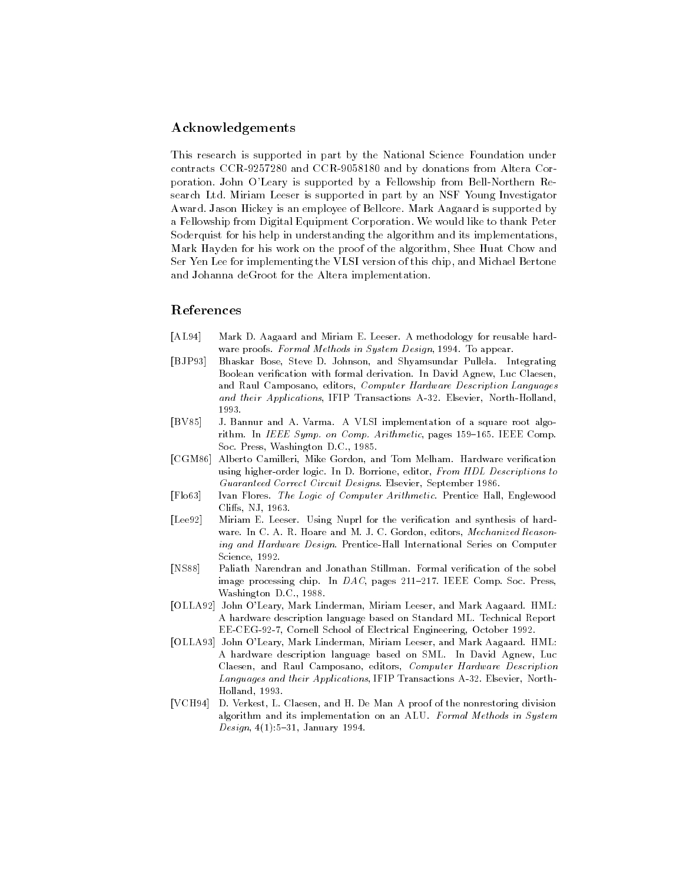## Acknowledgements

This research is supported in part by the National Science Foundation under contracts CCR-9257280 and CCR-9058180 and by donations from Altera Corporation. John O'Leary is supported by a Fellowship from Bell-Northern Research Ltd. Miriam Leeser is supported in part by an NSF Young Investigator Award. Jason Hickey is an employee of Bellcore. Mark Aagaard is supported by a Fellowship from Digital Equipment Corporation. We would like to thank Peter Soderquist for his help in understanding the algorithm and its implementations, Mark Hayden for his work on the proof of the algorithm, Shee Huat Chow and Ser Yen Lee for implementing the VLSI version of this chip, and Michael Bertone and Johanna deGroot for the Altera implementation.

## References

[AL94] Mark D. Aagaard and Miriam E. Leeser. A methodology for reusable hardware proofs. *Formal Methods in System Design*, 1994. To appear.

[BJP93] Bhaskar Bose, Steve D. Johnson, and Shyamsundar Pullela. Integrating Boolean verification with formal derivation. In David Agnew, Luc Claesen, and Raul Camposano, editors, *Computer Hardware Description Languages and their Applications*, IFIP Transactions A-32. Elsevier, North-Holland, 1993.

[BV85] J. Bannur and A. Varma. A VLSI implementation of a square root algorithm. In *IEEE Symp. on Comp. Arithmetic*, pages 159–165. IEEE Comp. Soc. Press, Washington D.C., 1985.

[CGM86] Alberto Camilleri, Mike Gordon, and Tom Melham. Hardware verification using higher-order logic. In D. Borrione, editor, *From HDL Descriptions to Guaranteed Correct Circuit Designs*. Elsevier, September 1986.

[Flo63] Ivan Flores. *The Logic of Computer Arithmetic*. Prentice Hall, Englewood Cliffs, NJ, 1963.

[Lee92] Miriam E. Leeser. Using Nuprl for the verification and synthesis of hardware. In C. A. R. Hoare and M. J. C. Gordon, editors, *Mechanized Reasoning and Hardware Design*. Prentice-Hall International Series on Computer Science, 1992.

[NS88] Paliath Narendran and Jonathan Stillman. Formal verification of the sobel image processing chip. In *DAC*, pages 211–217. IEEE Comp. Soc. Press, Washington D.C., 1988.

[OLLA92] John O'Leary, Mark Linderman, Miriam Leeser, and Mark Aagaard. HML: A hardware description language based on Standard ML. Technical Report EE-CEG-92-7, Cornell School of Electrical Engineering, October 1992.

[OLLA93] John O'Leary, Mark Linderman, Miriam Leeser, and Mark Aagaard. HML: A hardware description language based on SML. In David Agnew, Luc Claesen, and Raul Camposano, editors, *Computer Hardware Description Languages and their Applications*, IFIP Transactions A-32. Elsevier, North-Holland, 1993.

[VCH94] D. Verkest, L. Claesen, and H. De Man A proof of the nonrestoring division algorithm and its implementation on an ALU. *Formal Methods in System Design*, 4(1):5–31, January 1994.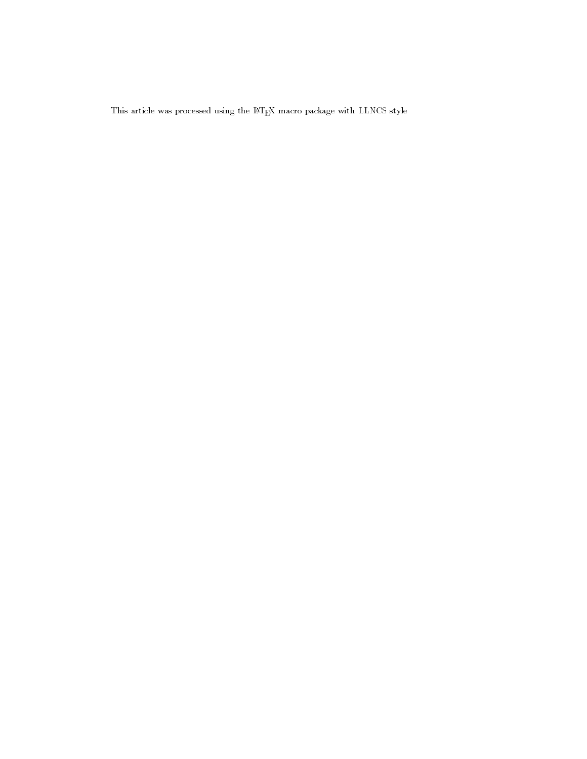This article was processed using the LaTeX macro package with LLNCS style